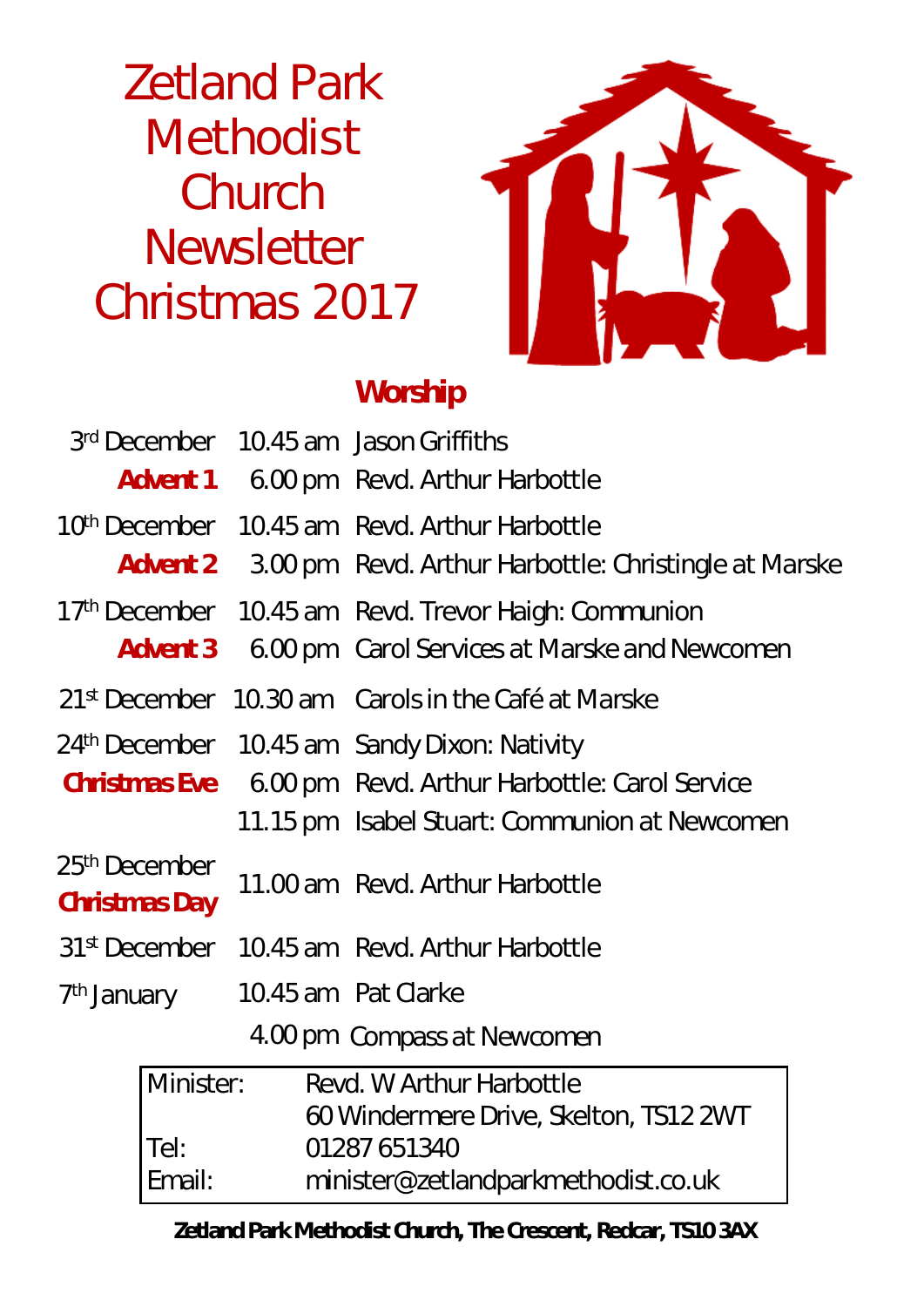# Zetland Park Methodist Church Newsletter Christmas 2017

## Worship

| Date | Time | Service |
|---|---|---|
| 3rd December | 10.45 am | Jason Griffiths |
| **Advent 1** | 6.00 pm | Revd. Arthur Harbottle |
| 10th December | 10.45 am | Revd. Arthur Harbottle |
| **Advent 2** | 3.00 pm | Revd. Arthur Harbottle: Christingle at Marske |
| 17th December | 10.45 am | Revd. Trevor Haigh: Communion |
| **Advent 3** | 6.00 pm | Carol Services at Marske and Newcomen |
| 21st December | 10.30 am | Carols in the Café at Marske |
| 24th December | 10.45 am | Sandy Dixon: Nativity |
| **Christmas Eve** | 6.00 pm | Revd. Arthur Harbottle: Carol Service |
| | 11.15 pm | Isabel Stuart: Communion at Newcomen |
| 25th December **Christmas Day** | 11.00 am | Revd. Arthur Harbottle |
| 31st December | 10.45 am | Revd. Arthur Harbottle |
| 7th January | 10.45 am | Pat Clarke |
| | 4.00 pm | Compass at Newcomen |

| | |
|---|---|
| Minister: | Revd. W Arthur Harbottle |
| | 60 Windermere Drive, Skelton, TS12 2WT |
| Tel: | 01287 651340 |
| Email: | minister@zetlandparkmethodist.co.uk |

**Zetland Park Methodist Church, The Crescent, Redcar, TS10 3AX**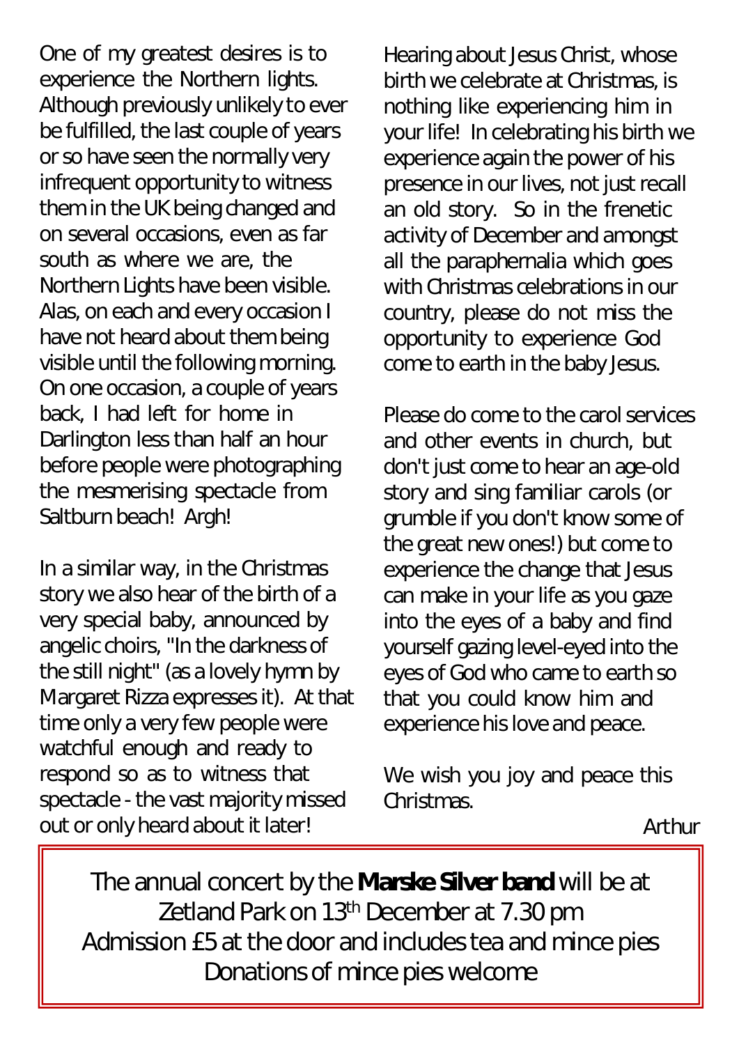One of my greatest desires is to experience the Northern lights. Although previously unlikely to ever be fulfilled, the last couple of years or so have seen the normally very infrequent opportunity to witness them in the UK being changed and on several occasions, even as far south as where we are, the Northern Lights have been visible. Alas, on each and every occasion I have not heard about them being visible until the following morning. On one occasion, a couple of years back, I had left for home in Darlington less than half an hour before people were photographing the mesmerising spectacle from Saltburn beach! Argh!

In a similar way, in the Christmas story we also hear of the birth of a very special baby, announced by angelic choirs, "In the darkness of the still night" (as a lovely hymn by Margaret Rizza expresses it). At that time only a very few people were watchful enough and ready to respond so as to witness that spectacle - the vast majority missed out or only heard about it later!

Hearing about Jesus Christ, whose birth we celebrate at Christmas, is nothing like experiencing him in your life! In celebrating his birth we experience again the power of his presence in our lives, not just recall an old story. So in the frenetic activity of December and amongst all the paraphernalia which goes with Christmas celebrations in our country, please do not miss the opportunity to experience God come to earth in the baby Jesus.

Please do come to the carol services and other events in church, but don't just come to hear an age-old story and sing familiar carols (or grumble if you don't know some of the great new ones!) but come to experience the change that Jesus can make in your life as you gaze into the eyes of a baby and find yourself gazing level-eyed into the eyes of God who came to earth so that you could know him and experience his love and peace.

We wish you joy and peace this Christmas.

Arthur

---

The annual concert by the **Marske Silver band** will be at Zetland Park on 13th December at 7.30 pm
Admission £5 at the door and includes tea and mince pies
Donations of mince pies welcome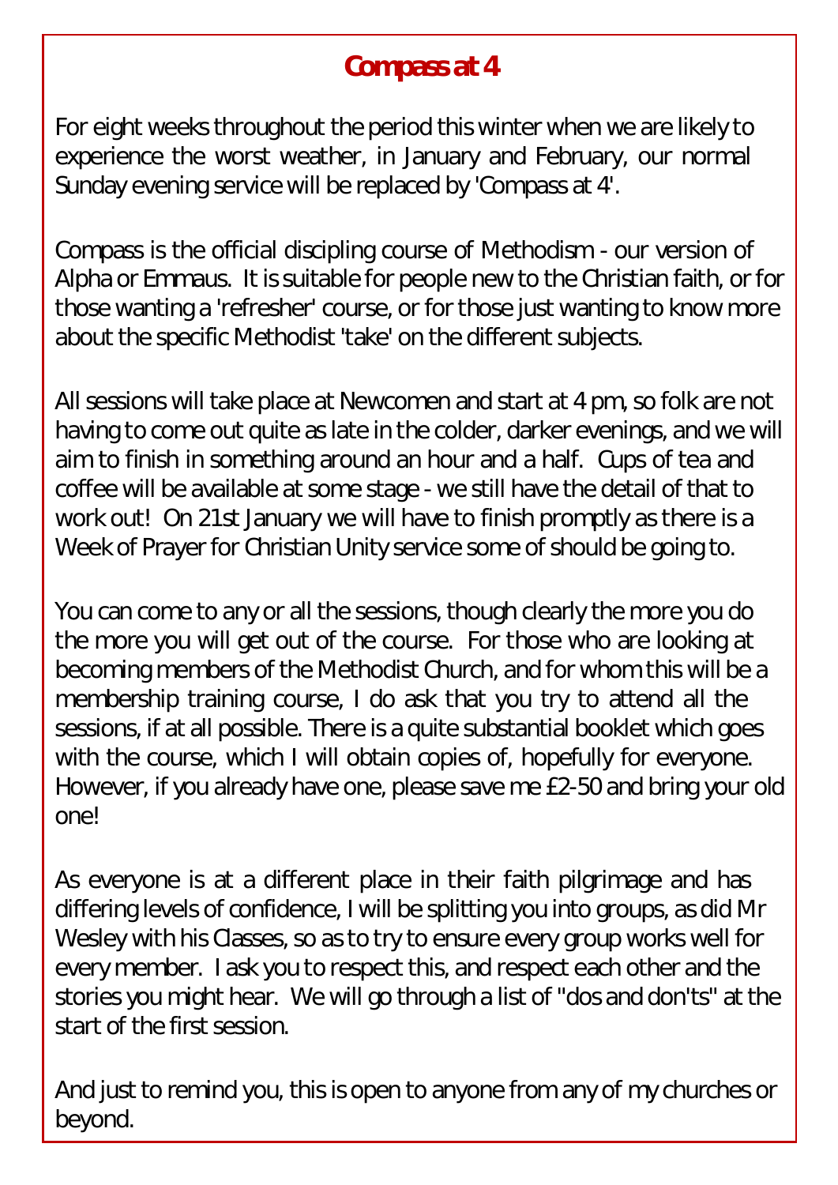# Compass at 4

For eight weeks throughout the period this winter when we are likely to experience the worst weather, in January and February, our normal Sunday evening service will be replaced by 'Compass at 4'.

Compass is the official discipling course of Methodism - our version of Alpha or Emmaus. It is suitable for people new to the Christian faith, or for those wanting a 'refresher' course, or for those just wanting to know more about the specific Methodist 'take' on the different subjects.

All sessions will take place at Newcomen and start at 4 pm, so folk are not having to come out quite as late in the colder, darker evenings, and we will aim to finish in something around an hour and a half. Cups of tea and coffee will be available at some stage - we still have the detail of that to work out! On 21st January we will have to finish promptly as there is a Week of Prayer for Christian Unity service some of should be going to.

You can come to any or all the sessions, though clearly the more you do the more you will get out of the course. For those who are looking at becoming members of the Methodist Church, and for whom this will be a membership training course, I do ask that you try to attend all the sessions, if at all possible. There is a quite substantial booklet which goes with the course, which I will obtain copies of, hopefully for everyone. However, if you already have one, please save me £2-50 and bring your old one!

As everyone is at a different place in their faith pilgrimage and has differing levels of confidence, I will be splitting you into groups, as did Mr Wesley with his Classes, so as to try to ensure every group works well for every member. I ask you to respect this, and respect each other and the stories you might hear. We will go through a list of "dos and don'ts" at the start of the first session.

And just to remind you, this is open to anyone from any of my churches or beyond.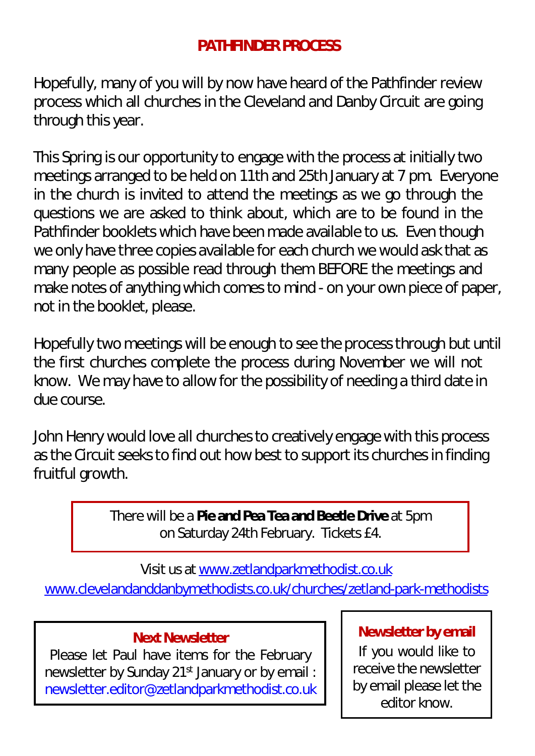## PATHFINDER PROCESS

Hopefully, many of you will by now have heard of the Pathfinder review process which all churches in the Cleveland and Danby Circuit are going through this year.

This Spring is our opportunity to engage with the process at initially two meetings arranged to be held on 11th and 25th January at 7 pm. Everyone in the church is invited to attend the meetings as we go through the questions we are asked to think about, which are to be found in the Pathfinder booklets which have been made available to us. Even though we only have three copies available for each church we would ask that as many people as possible read through them BEFORE the meetings and make notes of anything which comes to mind - on your own piece of paper, not in the booklet, please.

Hopefully two meetings will be enough to see the process through but until the first churches complete the process during November we will not know. We may have to allow for the possibility of needing a third date in due course.

John Henry would love all churches to creatively engage with this process as the Circuit seeks to find out how best to support its churches in finding fruitful growth.

There will be a **Pie and Pea Tea and Beetle Drive** at 5pm on Saturday 24th February. Tickets £4.

Visit us at www.zetlandparkmethodist.co.uk
www.clevelandanddanbymethodists.co.uk/churches/zetland-park-methodists

**Next Newsletter**

Please let Paul have items for the February newsletter by Sunday 21st January or by email : newsletter.editor@zetlandparkmethodist.co.uk

**Newsletter by email**

If you would like to receive the newsletter by email please let the editor know.